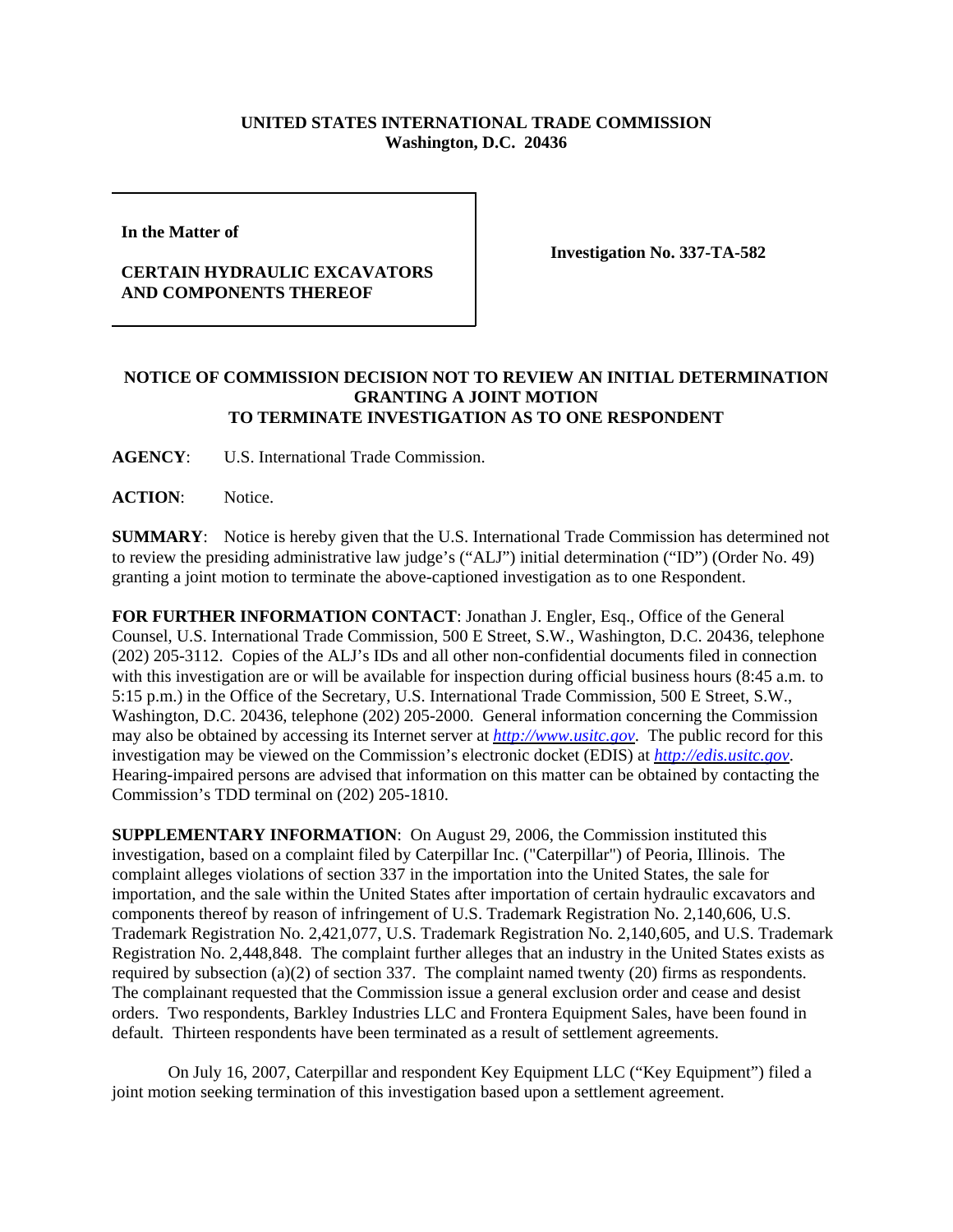**UNITED STATES INTERNATIONAL TRADE COMMISSION**
**Washington, D.C. 20436**

| | |
|---|---|
| **In the Matter of** <br><br> **CERTAIN HYDRAULIC EXCAVATORS AND COMPONENTS THEREOF** | **Investigation No. 337-TA-582** |

## NOTICE OF COMMISSION DECISION NOT TO REVIEW AN INITIAL DETERMINATION GRANTING A JOINT MOTION TO TERMINATE INVESTIGATION AS TO ONE RESPONDENT

**AGENCY**: U.S. International Trade Commission.

**ACTION**: Notice.

**SUMMARY**: Notice is hereby given that the U.S. International Trade Commission has determined not to review the presiding administrative law judge's ("ALJ") initial determination ("ID") (Order No. 49) granting a joint motion to terminate the above-captioned investigation as to one Respondent.

**FOR FURTHER INFORMATION CONTACT**: Jonathan J. Engler, Esq., Office of the General Counsel, U.S. International Trade Commission, 500 E Street, S.W., Washington, D.C. 20436, telephone (202) 205-3112. Copies of the ALJ's IDs and all other non-confidential documents filed in connection with this investigation are or will be available for inspection during official business hours (8:45 a.m. to 5:15 p.m.) in the Office of the Secretary, U.S. International Trade Commission, 500 E Street, S.W., Washington, D.C. 20436, telephone (202) 205-2000. General information concerning the Commission may also be obtained by accessing its Internet server at *http://www.usitc.gov*. The public record for this investigation may be viewed on the Commission's electronic docket (EDIS) at *http://edis.usitc.gov*. Hearing-impaired persons are advised that information on this matter can be obtained by contacting the Commission's TDD terminal on (202) 205-1810.

**SUPPLEMENTARY INFORMATION**: On August 29, 2006, the Commission instituted this investigation, based on a complaint filed by Caterpillar Inc. ("Caterpillar") of Peoria, Illinois. The complaint alleges violations of section 337 in the importation into the United States, the sale for importation, and the sale within the United States after importation of certain hydraulic excavators and components thereof by reason of infringement of U.S. Trademark Registration No. 2,140,606, U.S. Trademark Registration No. 2,421,077, U.S. Trademark Registration No. 2,140,605, and U.S. Trademark Registration No. 2,448,848. The complaint further alleges that an industry in the United States exists as required by subsection (a)(2) of section 337. The complaint named twenty (20) firms as respondents. The complainant requested that the Commission issue a general exclusion order and cease and desist orders. Two respondents, Barkley Industries LLC and Frontera Equipment Sales, have been found in default. Thirteen respondents have been terminated as a result of settlement agreements.

On July 16, 2007, Caterpillar and respondent Key Equipment LLC ("Key Equipment") filed a joint motion seeking termination of this investigation based upon a settlement agreement.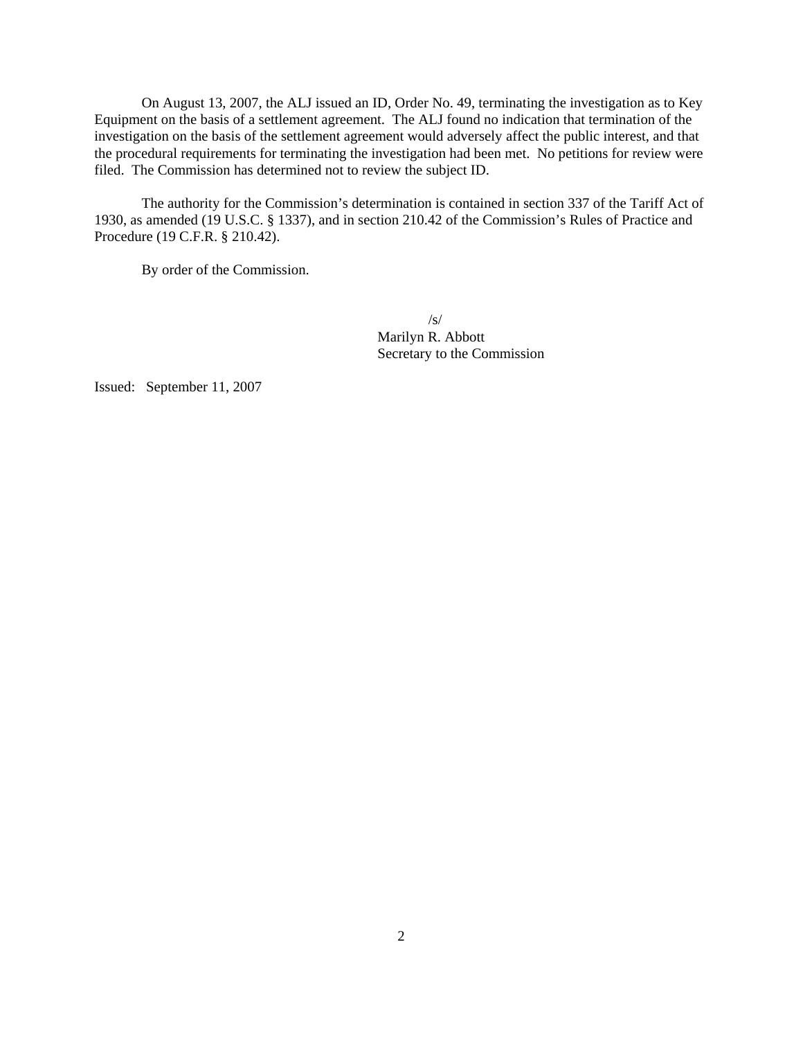On August 13, 2007, the ALJ issued an ID, Order No. 49, terminating the investigation as to Key Equipment on the basis of a settlement agreement. The ALJ found no indication that termination of the investigation on the basis of the settlement agreement would adversely affect the public interest, and that the procedural requirements for terminating the investigation had been met. No petitions for review were filed. The Commission has determined not to review the subject ID.

The authority for the Commission's determination is contained in section 337 of the Tariff Act of 1930, as amended (19 U.S.C. § 1337), and in section 210.42 of the Commission's Rules of Practice and Procedure (19 C.F.R. § 210.42).

By order of the Commission.

/s/
Marilyn R. Abbott
Secretary to the Commission

Issued: September 11, 2007